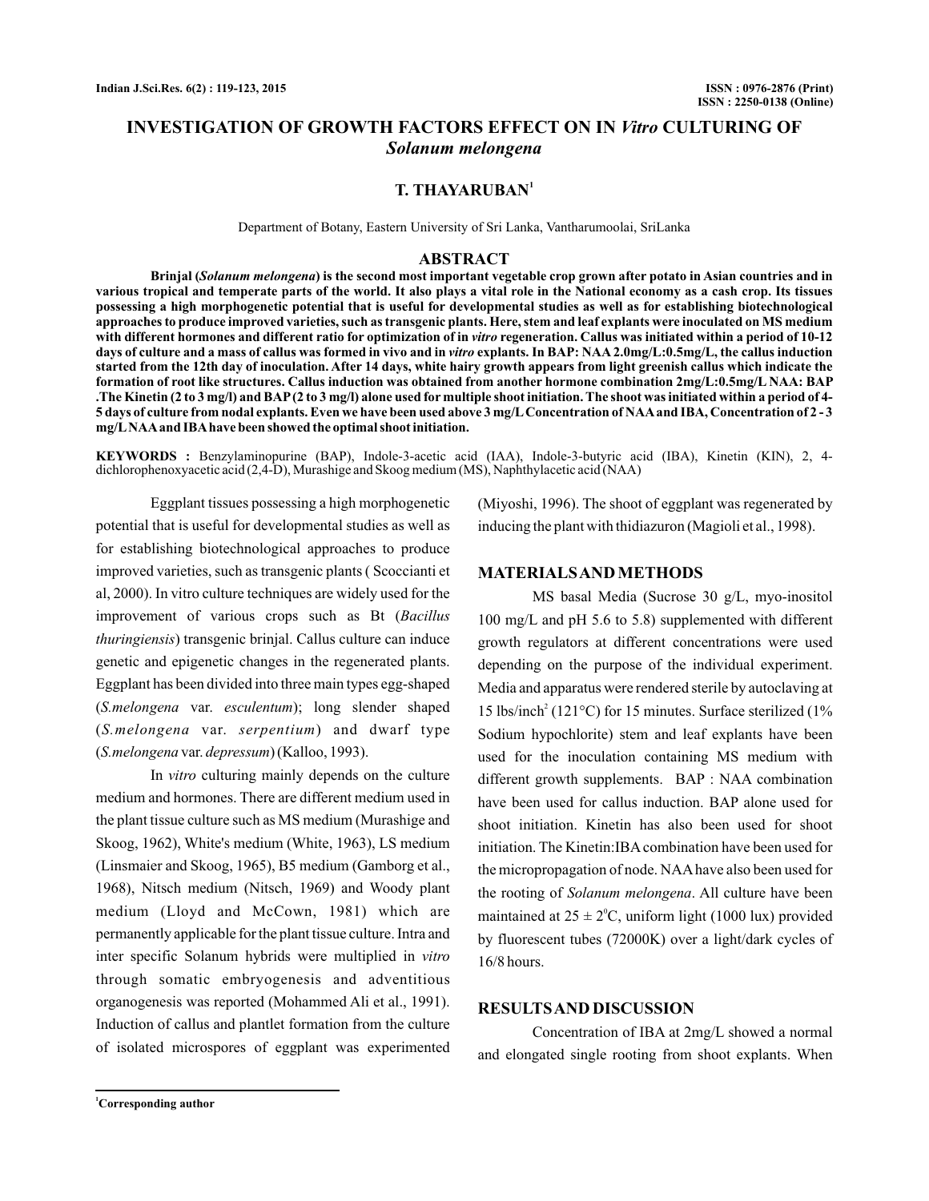# INVESTIGATION OF GROWTH FACTORS EFFECT ON IN *Vitro* CULTURING OF *Solanum melongena*

**T. THAYARUBAN[1]**

Department of Botany, Eastern University of Sri Lanka, Vantharumoolai, SriLanka

## ABSTRACT

**Brinjal (*Solanum melongena*) is the second most important vegetable crop grown after potato in Asian countries and in various tropical and temperate parts of the world. It also plays a vital role in the National economy as a cash crop. Its tissues possessing a high morphogenetic potential that is useful for developmental studies as well as for establishing biotechnological approaches to produce improved varieties, such as transgenic plants. Here, stem and leaf explants were inoculated on MS medium with different hormones and different ratio for optimization of in *vitro* regeneration. Callus was initiated within a period of 10-12 days of culture and a mass of callus was formed in vivo and in *vitro* explants. In BAP: NAA 2.0mg/L:0.5mg/L, the callus induction started from the 12th day of inoculation. After 14 days, white hairy growth appears from light greenish callus which indicate the formation of root like structures. Callus induction was obtained from another hormone combination 2mg/L:0.5mg/L NAA: BAP .The Kinetin (2 to 3 mg/l) and BAP (2 to 3 mg/l) alone used for multiple shoot initiation. The shoot was initiated within a period of 4-5 days of culture from nodal explants. Even we have been used above 3 mg/L Concentration of NAA and IBA, Concentration of 2 - 3 mg/L NAA and IBA have been showed the optimal shoot initiation.**

**KEYWORDS :** Benzylaminopurine (BAP), Indole-3-acetic acid (IAA), Indole-3-butyric acid (IBA), Kinetin (KIN), 2, 4-dichlorophenoxyacetic acid (2,4-D), Murashige and Skoog medium (MS), Naphthylacetic acid (NAA)

Eggplant tissues possessing a high morphogenetic potential that is useful for developmental studies as well as for establishing biotechnological approaches to produce improved varieties, such as transgenic plants ( Scoccianti et al, 2000). In vitro culture techniques are widely used for the improvement of various crops such as Bt (*Bacillus thuringiensis*) transgenic brinjal. Callus culture can induce genetic and epigenetic changes in the regenerated plants. Eggplant has been divided into three main types egg-shaped (*S.melongena* var. *esculentum*); long slender shaped (*S.melongena* var. *serpentium*) and dwarf type (*S.melongena* var. *depressum*) (Kalloo, 1993).

In *vitro* culturing mainly depends on the culture medium and hormones. There are different medium used in the plant tissue culture such as MS medium (Murashige and Skoog, 1962), White's medium (White, 1963), LS medium (Linsmaier and Skoog, 1965), B5 medium (Gamborg et al., 1968), Nitsch medium (Nitsch, 1969) and Woody plant medium (Lloyd and McCown, 1981) which are permanently applicable for the plant tissue culture. Intra and inter specific Solanum hybrids were multiplied in *vitro* through somatic embryogenesis and adventitious organogenesis was reported (Mohammed Ali et al., 1991). Induction of callus and plantlet formation from the culture of isolated microspores of eggplant was experimented (Miyoshi, 1996). The shoot of eggplant was regenerated by inducing the plant with thidiazuron (Magioli et al., 1998).

## MATERIALS AND METHODS

MS basal Media (Sucrose 30 g/L, myo-inositol 100 mg/L and pH 5.6 to 5.8) supplemented with different growth regulators at different concentrations were used depending on the purpose of the individual experiment. Media and apparatus were rendered sterile by autoclaving at 15 lbs/inch$^2$ (121°C) for 15 minutes. Surface sterilized (1% Sodium hypochlorite) stem and leaf explants have been used for the inoculation containing MS medium with different growth supplements. BAP : NAA combination have been used for callus induction. BAP alone used for shoot initiation. Kinetin has also been used for shoot initiation. The Kinetin:IBA combination have been used for the micropropagation of node. NAA have also been used for the rooting of *Solanum melongena*. All culture have been maintained at $25 \pm 2^0$C, uniform light (1000 lux) provided by fluorescent tubes (72000K) over a light/dark cycles of 16/8 hours.

## RESULTS AND DISCUSSION

Concentration of IBA at 2mg/L showed a normal and elongated single rooting from shoot explants. When

[1]Corresponding author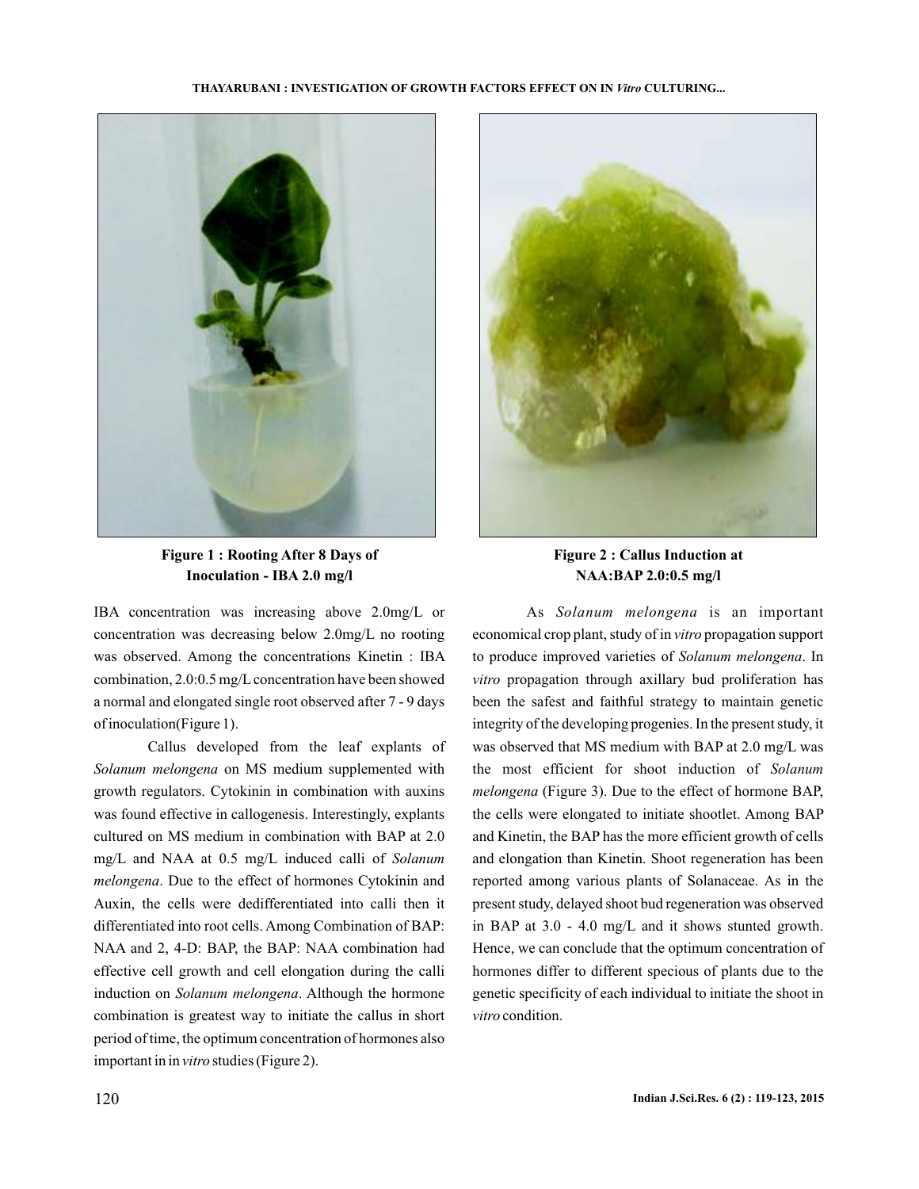Figure 1 : Rooting After 8 Days of Inoculation - IBA 2.0 mg/l

Figure 2 : Callus Induction at NAA:BAP 2.0:0.5 mg/l

IBA concentration was increasing above 2.0mg/L or concentration was decreasing below 2.0mg/L no rooting was observed. Among the concentrations Kinetin : IBA combination, 2.0:0.5 mg/L concentration have been showed a normal and elongated single root observed after 7 - 9 days of inoculation(Figure 1).

Callus developed from the leaf explants of *Solanum melongena* on MS medium supplemented with growth regulators. Cytokinin in combination with auxins was found effective in callogenesis. Interestingly, explants cultured on MS medium in combination with BAP at 2.0 mg/L and NAA at 0.5 mg/L induced calli of *Solanum melongena*. Due to the effect of hormones Cytokinin and Auxin, the cells were dedifferentiated into calli then it differentiated into root cells. Among Combination of BAP: NAA and 2, 4-D: BAP, the BAP: NAA combination had effective cell growth and cell elongation during the calli induction on *Solanum melongena*. Although the hormone combination is greatest way to initiate the callus in short period of time, the optimum concentration of hormones also important in in *vitro* studies (Figure 2).

As *Solanum melongena* is an important economical crop plant, study of in *vitro* propagation support to produce improved varieties of *Solanum melongena*. In *vitro* propagation through axillary bud proliferation has been the safest and faithful strategy to maintain genetic integrity of the developing progenies. In the present study, it was observed that MS medium with BAP at 2.0 mg/L was the most efficient for shoot induction of *Solanum melongena* (Figure 3). Due to the effect of hormone BAP, the cells were elongated to initiate shootlet. Among BAP and Kinetin, the BAP has the more efficient growth of cells and elongation than Kinetin. Shoot regeneration has been reported among various plants of Solanaceae. As in the present study, delayed shoot bud regeneration was observed in BAP at 3.0 - 4.0 mg/L and it shows stunted growth. Hence, we can conclude that the optimum concentration of hormones differ to different specious of plants due to the genetic specificity of each individual to initiate the shoot in *vitro* condition.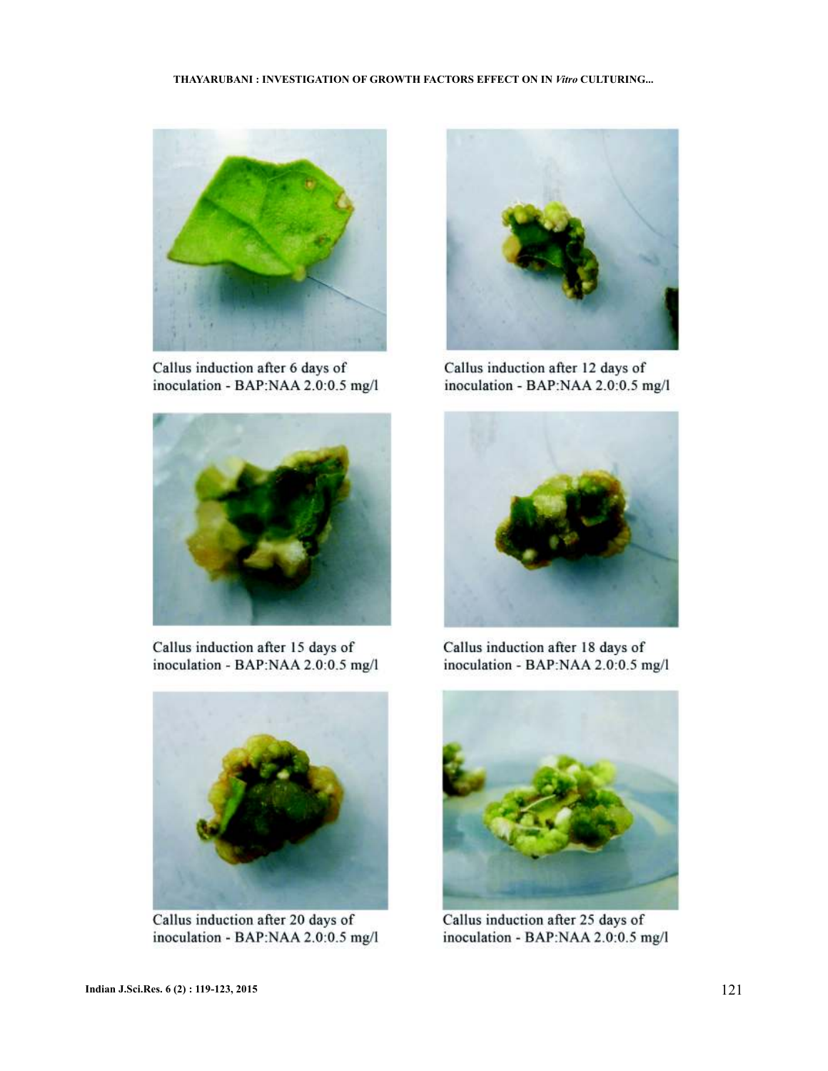Callus induction after 6 days of inoculation - BAP:NAA 2.0:0.5 mg/l

Callus induction after 12 days of inoculation - BAP:NAA 2.0:0.5 mg/l

Callus induction after 15 days of inoculation - BAP:NAA 2.0:0.5 mg/l

Callus induction after 18 days of inoculation - BAP:NAA 2.0:0.5 mg/l

Callus induction after 20 days of inoculation - BAP:NAA 2.0:0.5 mg/l

Callus induction after 25 days of inoculation - BAP:NAA 2.0:0.5 mg/l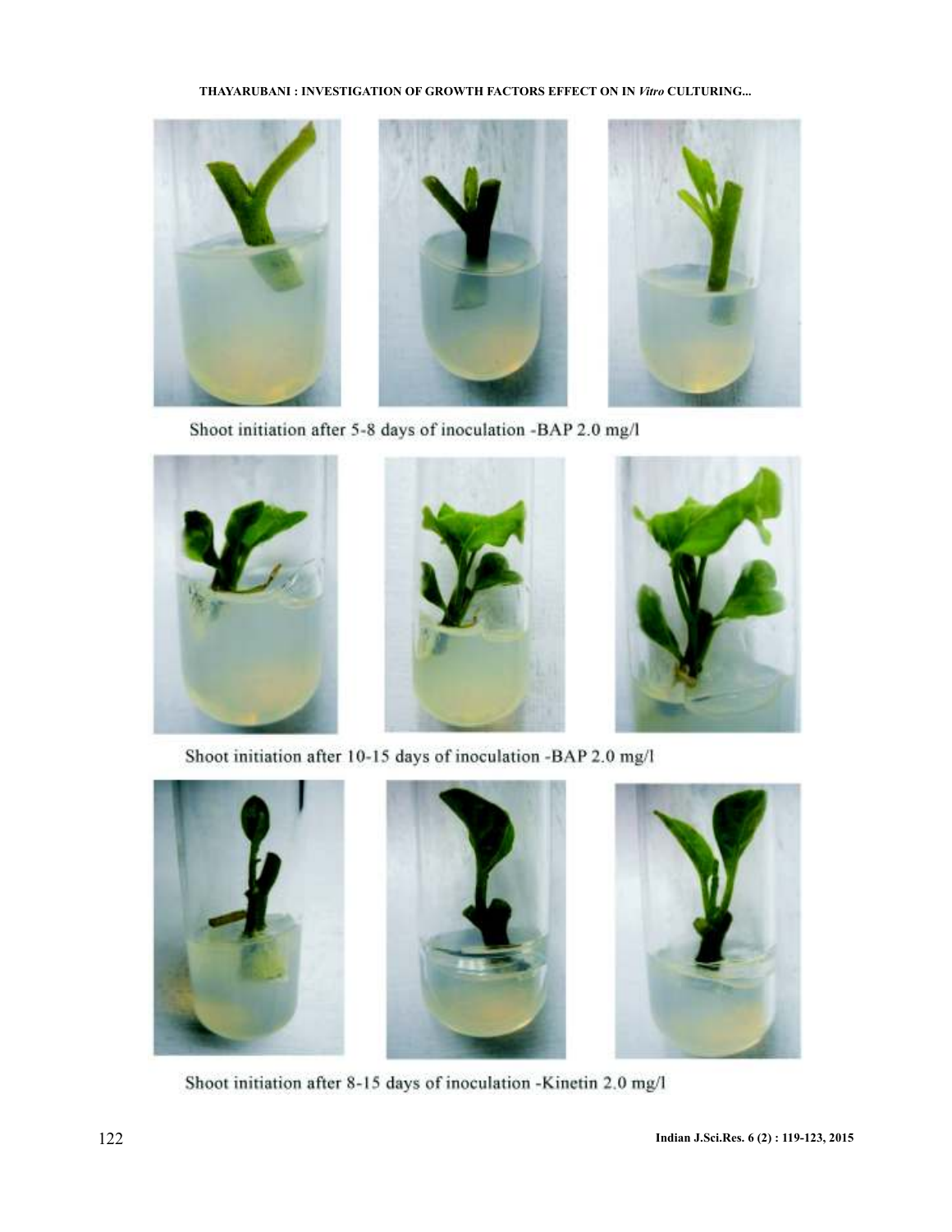Shoot initiation after 5-8 days of inoculation -BAP 2.0 mg/l

Shoot initiation after 10-15 days of inoculation -BAP 2.0 mg/l

Shoot initiation after 8-15 days of inoculation -Kinetin 2.0 mg/l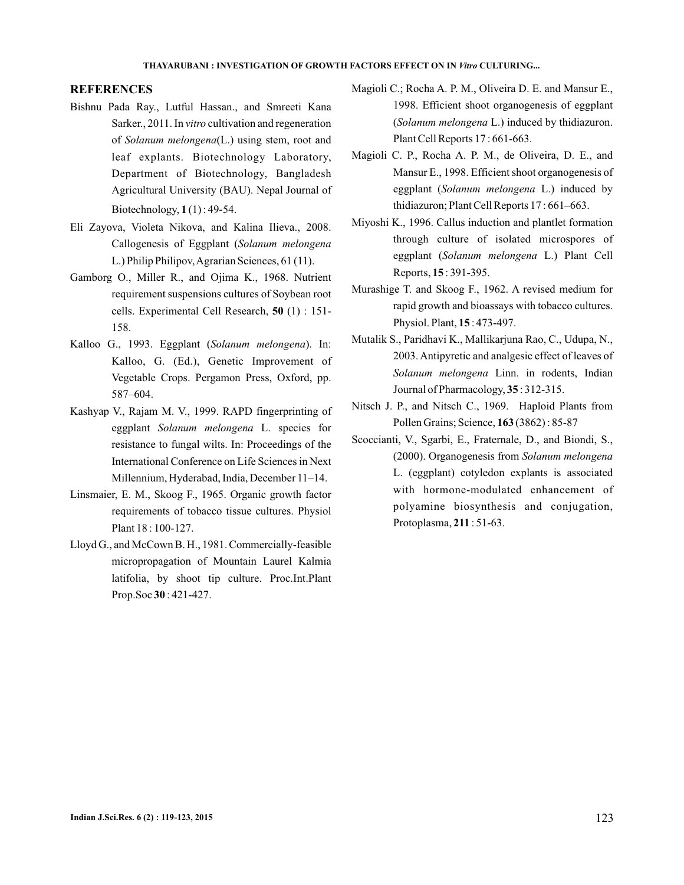## REFERENCES

Bishnu Pada Ray., Lutful Hassan., and Smreeti Kana Sarker., 2011. In *vitro* cultivation and regeneration of *Solanum melongena*(L.) using stem, root and leaf explants. Biotechnology Laboratory, Department of Biotechnology, Bangladesh Agricultural University (BAU). Nepal Journal of Biotechnology, **1** (1) : 49-54.

Eli Zayova, Violeta Nikova, and Kalina Ilieva., 2008. Callogenesis of Eggplant (*Solanum melongena* L.) Philip Philipov, Agrarian Sciences, 61 (11).

Gamborg O., Miller R., and Ojima K., 1968. Nutrient requirement suspensions cultures of Soybean root cells. Experimental Cell Research, **50** (1) : 151-158.

Kalloo G., 1993. Eggplant (*Solanum melongena*). In: Kalloo, G. (Ed.), Genetic Improvement of Vegetable Crops. Pergamon Press, Oxford, pp. 587–604.

Kashyap V., Rajam M. V., 1999. RAPD fingerprinting of eggplant *Solanum melongena* L. species for resistance to fungal wilts. In: Proceedings of the International Conference on Life Sciences in Next Millennium, Hyderabad, India, December 11–14.

Linsmaier, E. M., Skoog F., 1965. Organic growth factor requirements of tobacco tissue cultures. Physiol Plant 18 : 100-127.

Lloyd G., and McCown B. H., 1981. Commercially-feasible micropropagation of Mountain Laurel Kalmia latifolia, by shoot tip culture. Proc.Int.Plant Prop.Soc **30** : 421-427.

Magioli C.; Rocha A. P. M., Oliveira D. E. and Mansur E., 1998. Efficient shoot organogenesis of eggplant (*Solanum melongena* L.) induced by thidiazuron. Plant Cell Reports 17 : 661-663.

Magioli C. P., Rocha A. P. M., de Oliveira, D. E., and Mansur E., 1998. Efficient shoot organogenesis of eggplant (*Solanum melongena* L.) induced by thidiazuron; Plant Cell Reports 17 : 661–663.

Miyoshi K., 1996. Callus induction and plantlet formation through culture of isolated microspores of eggplant (*Solanum melongena* L.) Plant Cell Reports, **15** : 391-395.

Murashige T. and Skoog F., 1962. A revised medium for rapid growth and bioassays with tobacco cultures. Physiol. Plant, **15** : 473-497.

Mutalik S., Paridhavi K., Mallikarjuna Rao, C., Udupa, N., 2003. Antipyretic and analgesic effect of leaves of *Solanum melongena* Linn. in rodents, Indian Journal of Pharmacology, **35** : 312-315.

Nitsch J. P., and Nitsch C., 1969. Haploid Plants from Pollen Grains; Science, **163** (3862) : 85-87

Scoccianti, V., Sgarbi, E., Fraternale, D., and Biondi, S., (2000). Organogenesis from *Solanum melongena* L. (eggplant) cotyledon explants is associated with hormone-modulated enhancement of polyamine biosynthesis and conjugation, Protoplasma, **211** : 51-63.